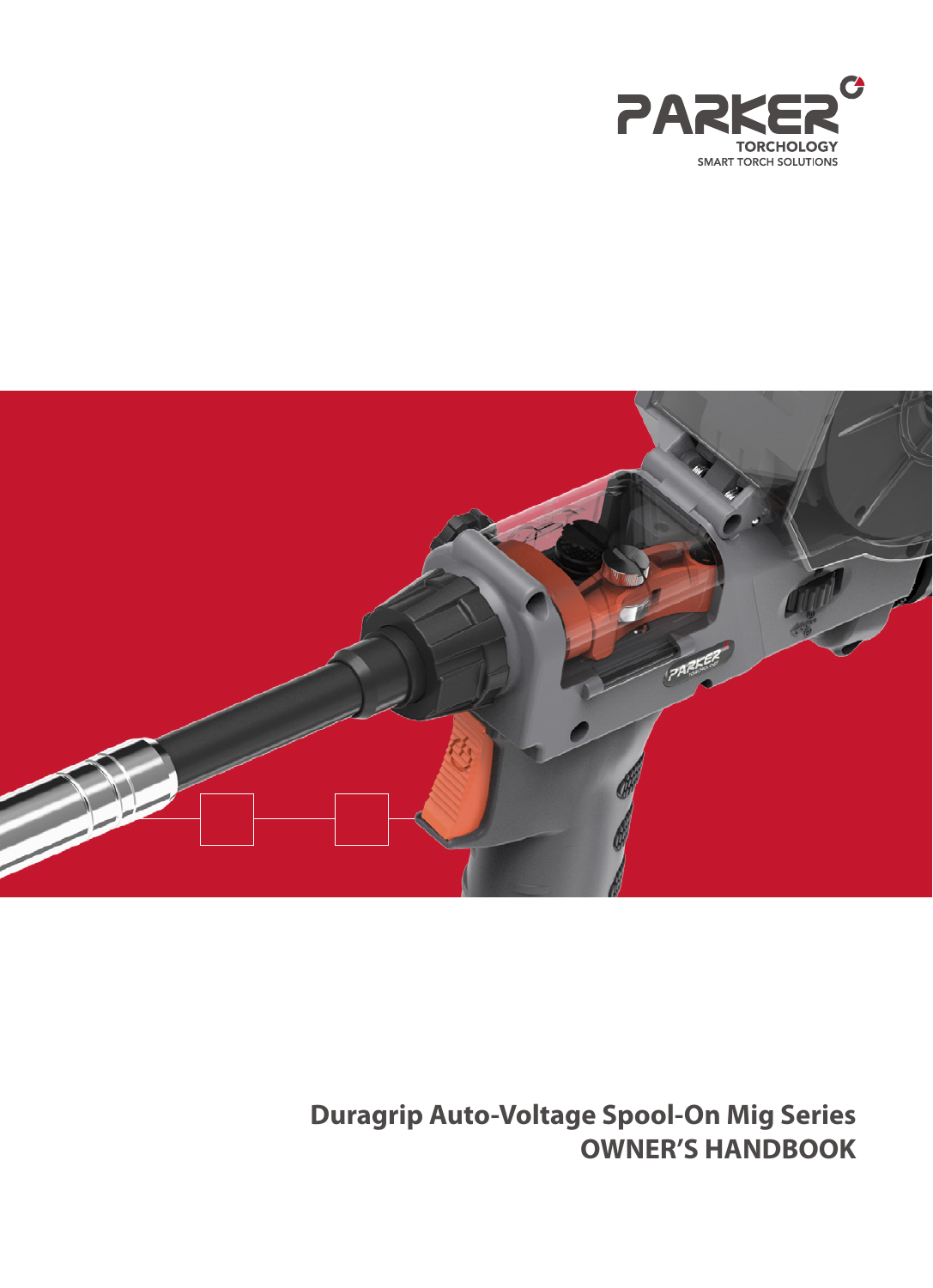PARKER TORCHOLOGY
SMART TORCH SOLUTIONS

# Duragrip Auto-Voltage Spool-On Mig Series
# OWNER'S HANDBOOK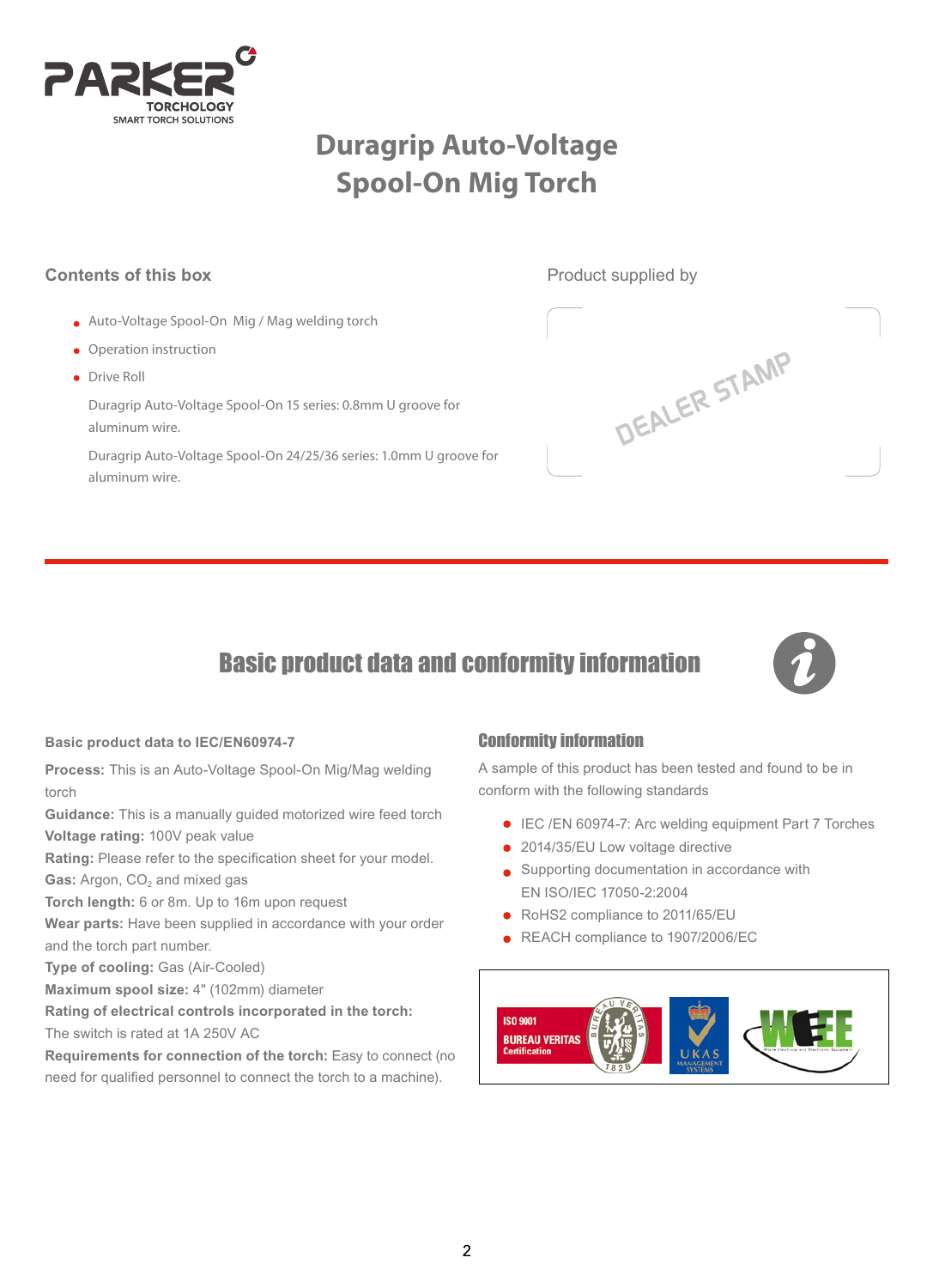# Duragrip Auto-Voltage Spool-On Mig Torch

## Contents of this box

- Auto-Voltage Spool-On Mig / Mag welding torch
- Operation instruction
- Drive Roll

  Duragrip Auto-Voltage Spool-On 15 series: 0.8mm U groove for aluminum wire.

  Duragrip Auto-Voltage Spool-On 24/25/36 series: 1.0mm U groove for aluminum wire.

Product supplied by

DEALER STAMP

## Basic product data and conformity information

### Basic product data to IEC/EN60974-7

**Process:** This is an Auto-Voltage Spool-On Mig/Mag welding torch
**Guidance:** This is a manually guided motorized wire feed torch
**Voltage rating:** 100V peak value
**Rating:** Please refer to the specification sheet for your model.
**Gas:** Argon, $CO_2$ and mixed gas
**Torch length:** 6 or 8m. Up to 16m upon request
**Wear parts:** Have been supplied in accordance with your order and the torch part number.
**Type of cooling:** Gas (Air-Cooled)
**Maximum spool size:** 4" (102mm) diameter
**Rating of electrical controls incorporated in the torch:** The switch is rated at 1A 250V AC
**Requirements for connection of the torch:** Easy to connect (no need for qualified personnel to connect the torch to a machine).

### Conformity information

A sample of this product has been tested and found to be in conform with the following standards

- IEC /EN 60974-7: Arc welding equipment Part 7 Torches
- 2014/35/EU Low voltage directive
- Supporting documentation in accordance with EN ISO/IEC 17050-2:2004
- RoHS2 compliance to 2011/65/EU
- REACH compliance to 1907/2006/EC

ISO 9001 BUREAU VERITAS Certification | UKAS MANAGEMENT SYSTEMS | WEEE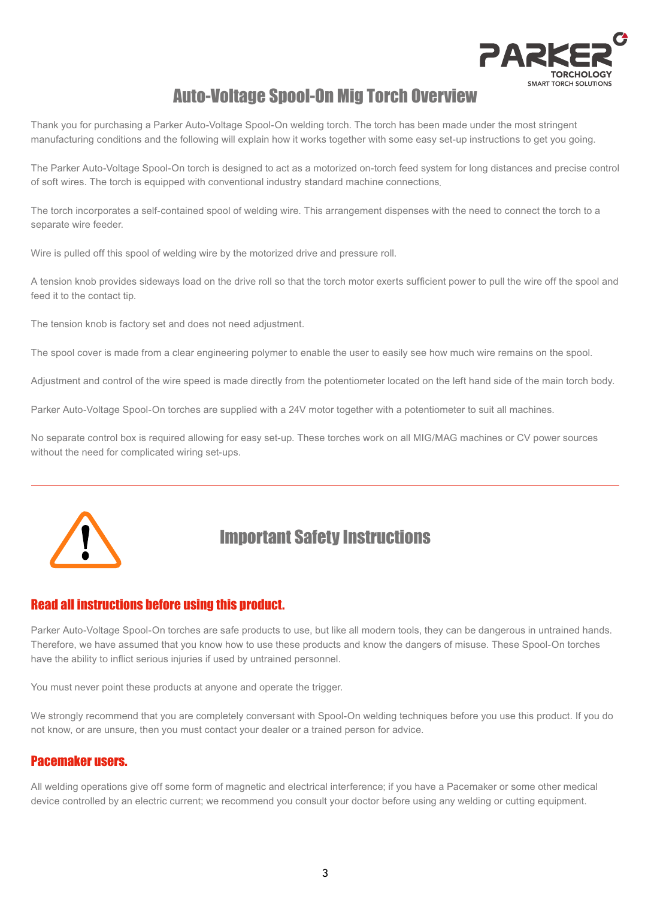# Auto-Voltage Spool-On Mig Torch Overview

Thank you for purchasing a Parker Auto-Voltage Spool-On welding torch. The torch has been made under the most stringent manufacturing conditions and the following will explain how it works together with some easy set-up instructions to get you going.

The Parker Auto-Voltage Spool-On torch is designed to act as a motorized on-torch feed system for long distances and precise control of soft wires. The torch is equipped with conventional industry standard machine connections.

The torch incorporates a self-contained spool of welding wire. This arrangement dispenses with the need to connect the torch to a separate wire feeder.

Wire is pulled off this spool of welding wire by the motorized drive and pressure roll.

A tension knob provides sideways load on the drive roll so that the torch motor exerts sufficient power to pull the wire off the spool and feed it to the contact tip.

The tension knob is factory set and does not need adjustment.

The spool cover is made from a clear engineering polymer to enable the user to easily see how much wire remains on the spool.

Adjustment and control of the wire speed is made directly from the potentiometer located on the left hand side of the main torch body.

Parker Auto-Voltage Spool-On torches are supplied with a 24V motor together with a potentiometer to suit all machines.

No separate control box is required allowing for easy set-up. These torches work on all MIG/MAG machines or CV power sources without the need for complicated wiring set-ups.

---

## Important Safety Instructions

### Read all instructions before using this product.

Parker Auto-Voltage Spool-On torches are safe products to use, but like all modern tools, they can be dangerous in untrained hands. Therefore, we have assumed that you know how to use these products and know the dangers of misuse. These Spool-On torches have the ability to inflict serious injuries if used by untrained personnel.

You must never point these products at anyone and operate the trigger.

We strongly recommend that you are completely conversant with Spool-On welding techniques before you use this product. If you do not know, or are unsure, then you must contact your dealer or a trained person for advice.

### Pacemaker users.

All welding operations give off some form of magnetic and electrical interference; if you have a Pacemaker or some other medical device controlled by an electric current; we recommend you consult your doctor before using any welding or cutting equipment.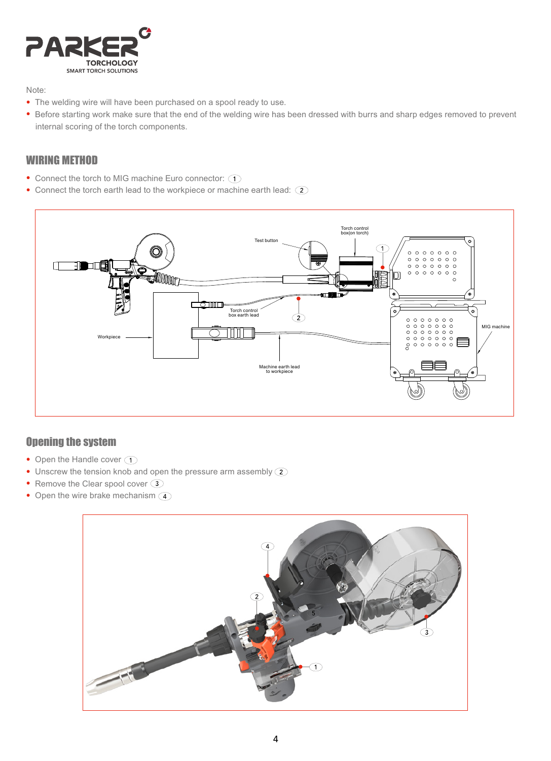Note:

- The welding wire will have been purchased on a spool ready to use.
- Before starting work make sure that the end of the welding wire has been dressed with burrs and sharp edges removed to prevent internal scoring of the torch components.

## WIRING METHOD

- Connect the torch to MIG machine Euro connector: (1)
- Connect the torch earth lead to the workpiece or machine earth lead: (2)

## Opening the system

- Open the Handle cover (1)
- Unscrew the tension knob and open the pressure arm assembly (2)
- Remove the Clear spool cover (3)
- Open the wire brake mechanism (4)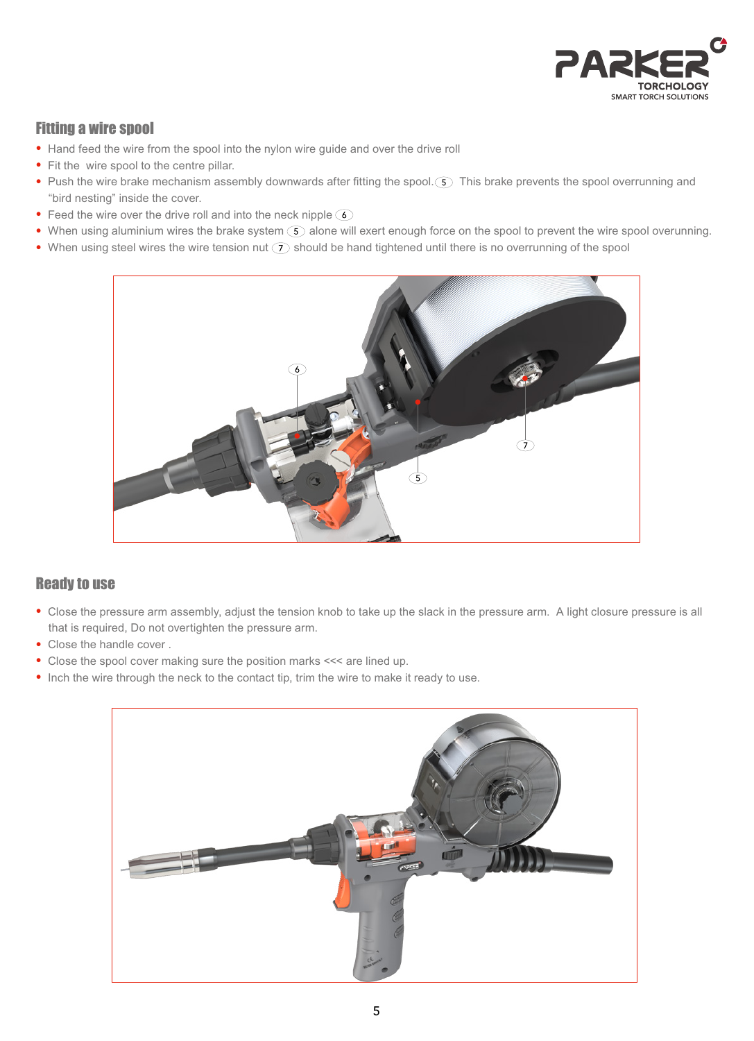## Fitting a wire spool

- Hand feed the wire from the spool into the nylon wire guide and over the drive roll
- Fit the  wire spool to the centre pillar.
- Push the wire brake mechanism assembly downwards after fitting the spool.(5) This brake prevents the spool overrunning and "bird nesting" inside the cover.
- Feed the wire over the drive roll and into the neck nipple (6)
- When using aluminium wires the brake system (5) alone will exert enough force on the spool to prevent the wire spool overunning.
- When using steel wires the wire tension nut (7) should be hand tightened until there is no overrunning of the spool

## Ready to use

- Close the pressure arm assembly, adjust the tension knob to take up the slack in the pressure arm.  A light closure pressure is all that is required, Do not overtighten the pressure arm.
- Close the handle cover .
- Close the spool cover making sure the position marks <<< are lined up.
- Inch the wire through the neck to the contact tip, trim the wire to make it ready to use.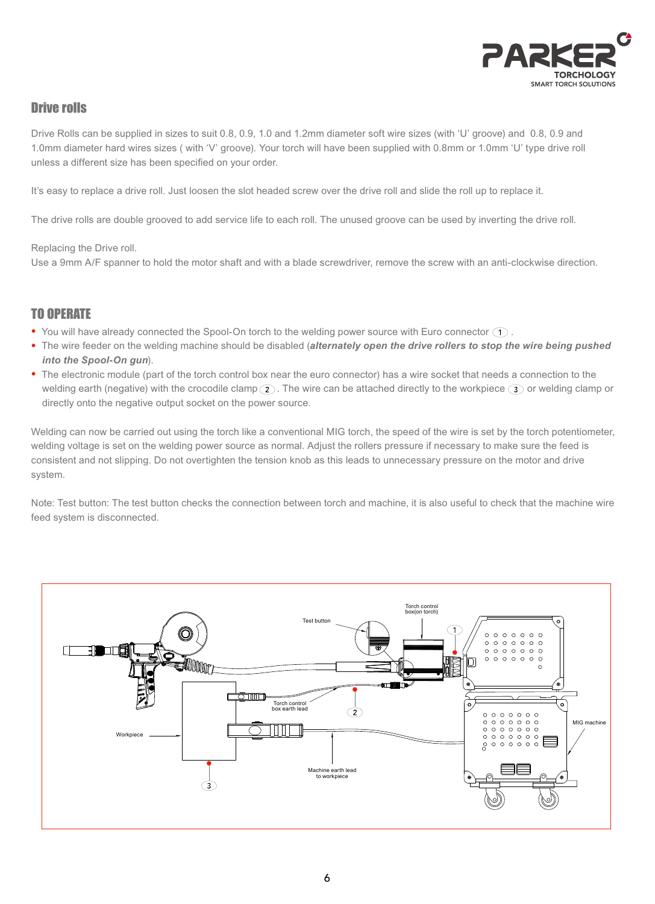## Drive rolls

Drive Rolls can be supplied in sizes to suit 0.8, 0.9, 1.0 and 1.2mm diameter soft wire sizes (with 'U' groove) and 0.8, 0.9 and 1.0mm diameter hard wires sizes ( with 'V' groove). Your torch will have been supplied with 0.8mm or 1.0mm 'U' type drive roll unless a different size has been specified on your order.

It's easy to replace a drive roll. Just loosen the slot headed screw over the drive roll and slide the roll up to replace it.

The drive rolls are double grooved to add service life to each roll. The unused groove can be used by inverting the drive roll.

Replacing the Drive roll.
Use a 9mm A/F spanner to hold the motor shaft and with a blade screwdriver, remove the screw with an anti-clockwise direction.

## TO OPERATE

- You will have already connected the Spool-On torch to the welding power source with Euro connector (1) .
- The wire feeder on the welding machine should be disabled (***alternately open the drive rollers to stop the wire being pushed into the Spool-On gun***).
- The electronic module (part of the torch control box near the euro connector) has a wire socket that needs a connection to the welding earth (negative) with the crocodile clamp (2) . The wire can be attached directly to the workpiece (3) or welding clamp or directly onto the negative output socket on the power source.

Welding can now be carried out using the torch like a conventional MIG torch, the speed of the wire is set by the torch potentiometer, welding voltage is set on the welding power source as normal. Adjust the rollers pressure if necessary to make sure the feed is consistent and not slipping. Do not overtighten the tension knob as this leads to unnecessary pressure on the motor and drive system.

Note: Test button: The test button checks the connection between torch and machine, it is also useful to check that the machine wire feed system is disconnected.

Test button
Torch control box(on torch)
1
Torch control box earth lead
2
Workpiece
3
Machine earth lead to workpiece
MIG machine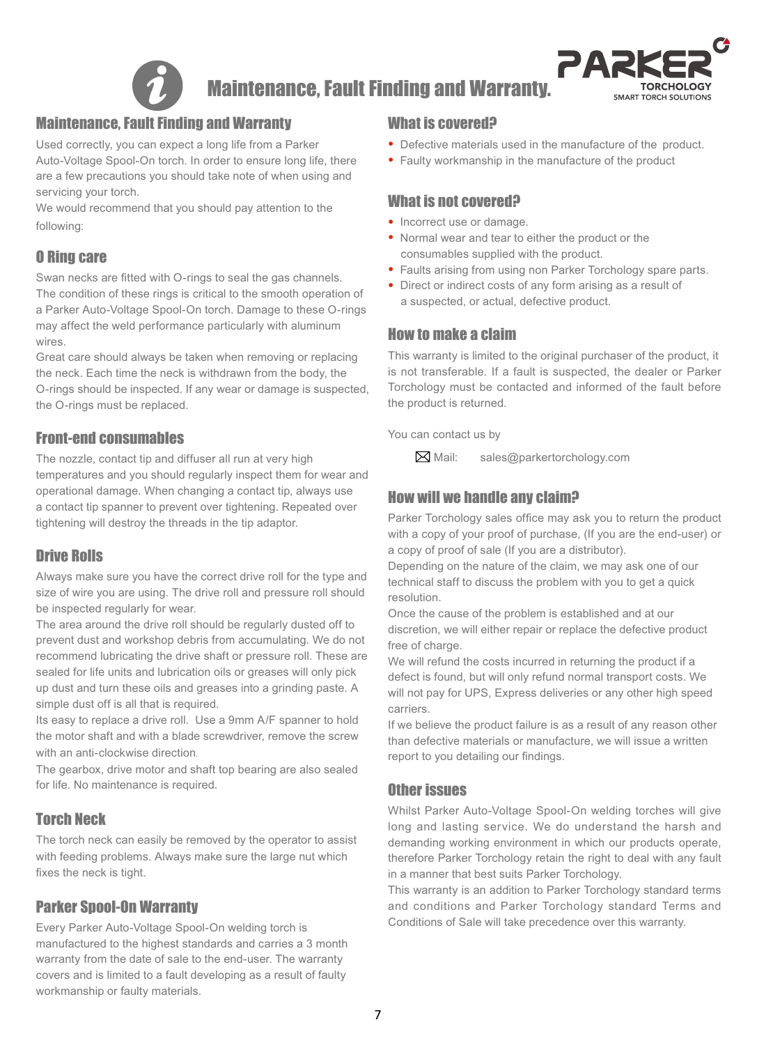# Maintenance, Fault Finding and Warranty.

## Maintenance, Fault Finding and Warranty

Used correctly, you can expect a long life from a Parker Auto-Voltage Spool-On torch. In order to ensure long life, there are a few precautions you should take note of when using and servicing your torch.

We would recommend that you should pay attention to the following:

## O Ring care

Swan necks are fitted with O-rings to seal the gas channels. The condition of these rings is critical to the smooth operation of a Parker Auto-Voltage Spool-On torch. Damage to these O-rings may affect the weld performance particularly with aluminum wires.

Great care should always be taken when removing or replacing the neck. Each time the neck is withdrawn from the body, the O-rings should be inspected. If any wear or damage is suspected, the O-rings must be replaced.

## Front-end consumables

The nozzle, contact tip and diffuser all run at very high temperatures and you should regularly inspect them for wear and operational damage. When changing a contact tip, always use a contact tip spanner to prevent over tightening. Repeated over tightening will destroy the threads in the tip adaptor.

## Drive Rolls

Always make sure you have the correct drive roll for the type and size of wire you are using. The drive roll and pressure roll should be inspected regularly for wear.

The area around the drive roll should be regularly dusted off to prevent dust and workshop debris from accumulating. We do not recommend lubricating the drive shaft or pressure roll. These are sealed for life units and lubrication oils or greases will only pick up dust and turn these oils and greases into a grinding paste. A simple dust off is all that is required.

Its easy to replace a drive roll. Use a 9mm A/F spanner to hold the motor shaft and with a blade screwdriver, remove the screw with an anti-clockwise direction.

The gearbox, drive motor and shaft top bearing are also sealed for life. No maintenance is required.

## Torch Neck

The torch neck can easily be removed by the operator to assist with feeding problems. Always make sure the large nut which fixes the neck is tight.

## Parker Spool-On Warranty

Every Parker Auto-Voltage Spool-On welding torch is manufactured to the highest standards and carries a 3 month warranty from the date of sale to the end-user. The warranty covers and is limited to a fault developing as a result of faulty workmanship or faulty materials.

## What is covered?

- Defective materials used in the manufacture of the product.
- Faulty workmanship in the manufacture of the product

## What is not covered?

- Incorrect use or damage.
- Normal wear and tear to either the product or the consumables supplied with the product.
- Faults arising from using non Parker Torchology spare parts.
- Direct or indirect costs of any form arising as a result of a suspected, or actual, defective product.

## How to make a claim

This warranty is limited to the original purchaser of the product, it is not transferable. If a fault is suspected, the dealer or Parker Torchology must be contacted and informed of the fault before the product is returned.

You can contact us by

Mail: sales@parkertorchology.com

## How will we handle any claim?

Parker Torchology sales office may ask you to return the product with a copy of your proof of purchase, (If you are the end-user) or a copy of proof of sale (If you are a distributor).

Depending on the nature of the claim, we may ask one of our technical staff to discuss the problem with you to get a quick resolution.

Once the cause of the problem is established and at our discretion, we will either repair or replace the defective product free of charge.

We will refund the costs incurred in returning the product if a defect is found, but will only refund normal transport costs. We will not pay for UPS, Express deliveries or any other high speed carriers.

If we believe the product failure is as a result of any reason other than defective materials or manufacture, we will issue a written report to you detailing our findings.

## Other issues

Whilst Parker Auto-Voltage Spool-On welding torches will give long and lasting service. We do understand the harsh and demanding working environment in which our products operate, therefore Parker Torchology retain the right to deal with any fault in a manner that best suits Parker Torchology.

This warranty is an addition to Parker Torchology standard terms and conditions and Parker Torchology standard Terms and Conditions of Sale will take precedence over this warranty.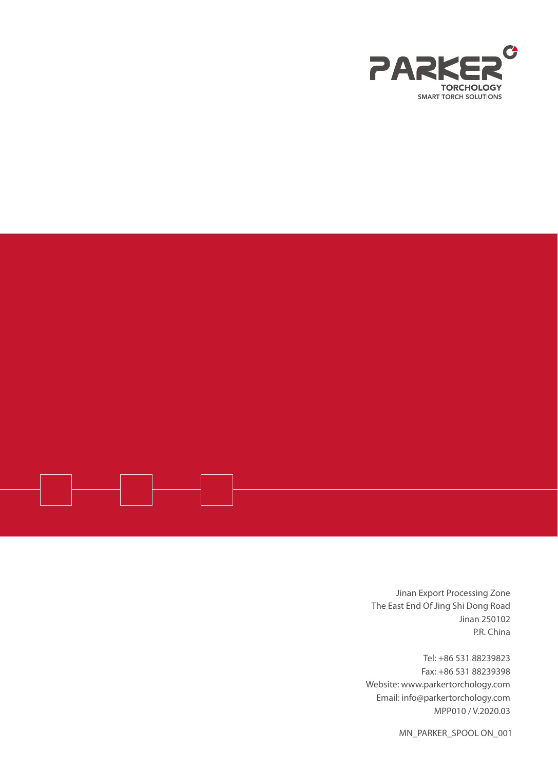PARKER
TORCHOLOGY
SMART TORCH SOLUTIONS

Jinan Export Processing Zone
The East End Of Jing Shi Dong Road
Jinan 250102
P.R. China

Tel: +86 531 88239823
Fax: +86 531 88239398
Website: www.parkertorchology.com
Email: info@parkertorchology.com
MPP010 / V.2020.03

MN_PARKER_SPOOL ON_001